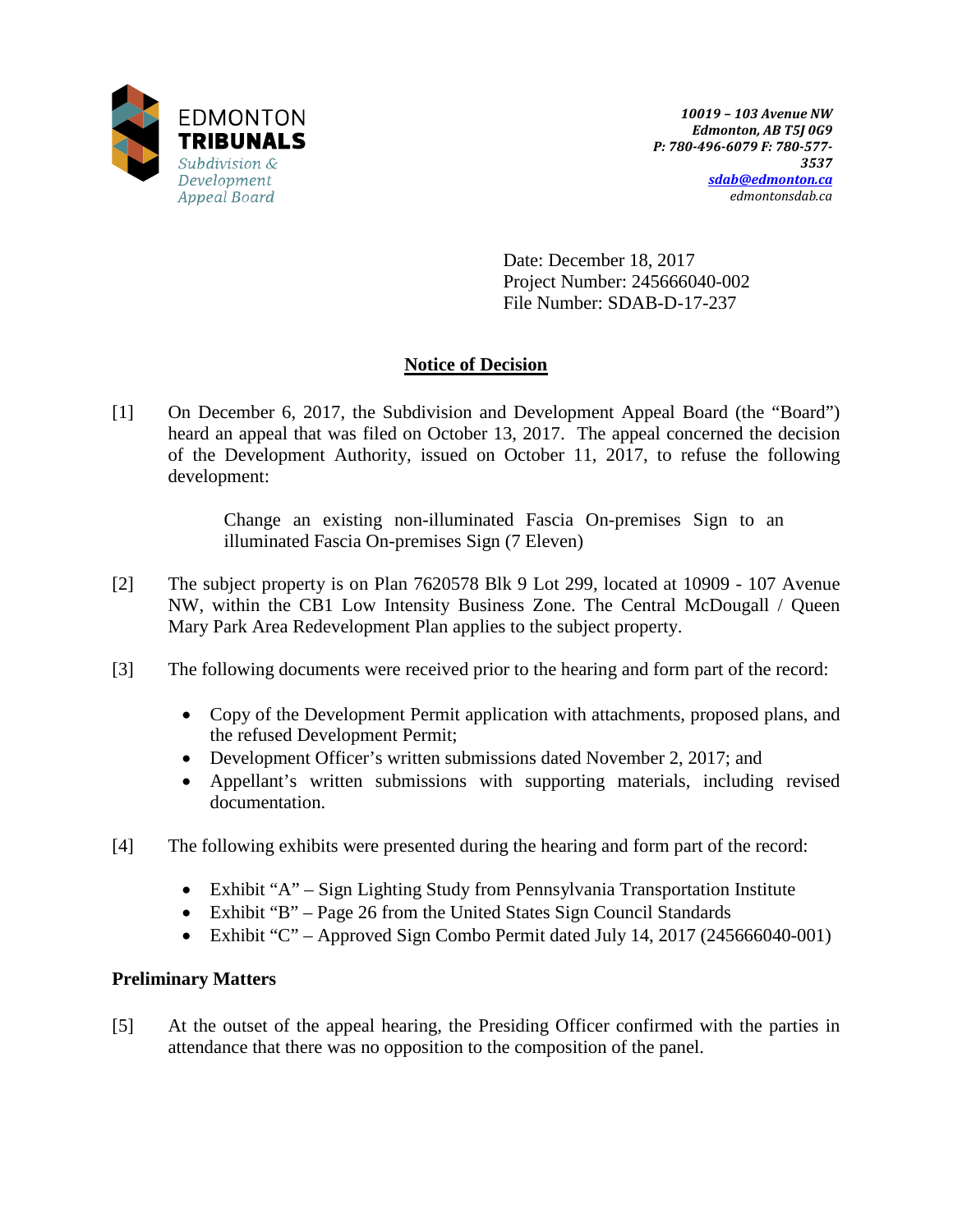EDMONTON
**TRIBUNALS**
*Subdivision & Development Appeal Board*

*10019 – 103 Avenue NW*
*Edmonton, AB T5J 0G9*
*P: 780-496-6079 F: 780-577-3537*
*sdab@edmonton.ca*
*edmontonsdab.ca*

Date: December 18, 2017
Project Number: 245666040-002
File Number: SDAB-D-17-237

## Notice of Decision

[1] On December 6, 2017, the Subdivision and Development Appeal Board (the "Board") heard an appeal that was filed on October 13, 2017. The appeal concerned the decision of the Development Authority, issued on October 11, 2017, to refuse the following development:

> Change an existing non-illuminated Fascia On-premises Sign to an illuminated Fascia On-premises Sign (7 Eleven)

[2] The subject property is on Plan 7620578 Blk 9 Lot 299, located at 10909 - 107 Avenue NW, within the CB1 Low Intensity Business Zone. The Central McDougall / Queen Mary Park Area Redevelopment Plan applies to the subject property.

[3] The following documents were received prior to the hearing and form part of the record:

- Copy of the Development Permit application with attachments, proposed plans, and the refused Development Permit;
- Development Officer's written submissions dated November 2, 2017; and
- Appellant's written submissions with supporting materials, including revised documentation.

[4] The following exhibits were presented during the hearing and form part of the record:

- Exhibit "A" – Sign Lighting Study from Pennsylvania Transportation Institute
- Exhibit "B" – Page 26 from the United States Sign Council Standards
- Exhibit "C" – Approved Sign Combo Permit dated July 14, 2017 (245666040-001)

### Preliminary Matters

[5] At the outset of the appeal hearing, the Presiding Officer confirmed with the parties in attendance that there was no opposition to the composition of the panel.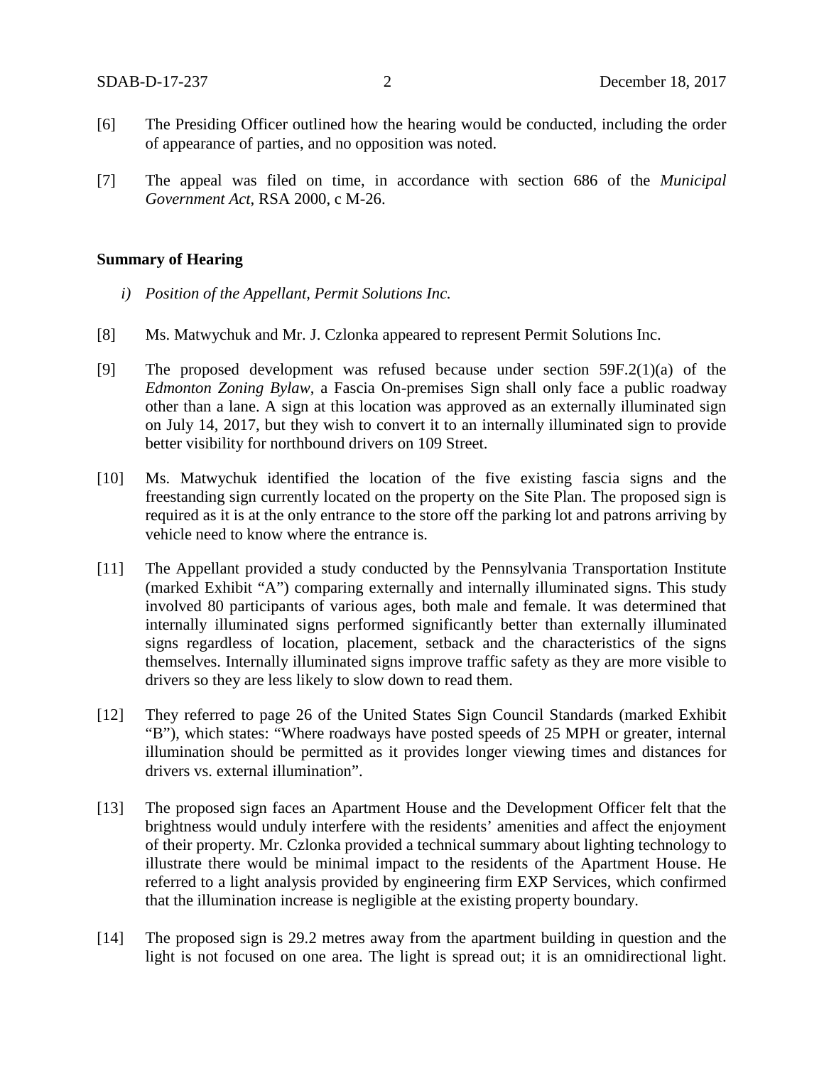[6] The Presiding Officer outlined how the hearing would be conducted, including the order of appearance of parties, and no opposition was noted.

[7] The appeal was filed on time, in accordance with section 686 of the *Municipal Government Act*, RSA 2000, c M-26.

**Summary of Hearing**

*i) Position of the Appellant, Permit Solutions Inc.*

[8] Ms. Matwychuk and Mr. J. Czlonka appeared to represent Permit Solutions Inc.

[9] The proposed development was refused because under section 59F.2(1)(a) of the *Edmonton Zoning Bylaw*, a Fascia On-premises Sign shall only face a public roadway other than a lane. A sign at this location was approved as an externally illuminated sign on July 14, 2017, but they wish to convert it to an internally illuminated sign to provide better visibility for northbound drivers on 109 Street.

[10] Ms. Matwychuk identified the location of the five existing fascia signs and the freestanding sign currently located on the property on the Site Plan. The proposed sign is required as it is at the only entrance to the store off the parking lot and patrons arriving by vehicle need to know where the entrance is.

[11] The Appellant provided a study conducted by the Pennsylvania Transportation Institute (marked Exhibit "A") comparing externally and internally illuminated signs. This study involved 80 participants of various ages, both male and female. It was determined that internally illuminated signs performed significantly better than externally illuminated signs regardless of location, placement, setback and the characteristics of the signs themselves. Internally illuminated signs improve traffic safety as they are more visible to drivers so they are less likely to slow down to read them.

[12] They referred to page 26 of the United States Sign Council Standards (marked Exhibit "B"), which states: "Where roadways have posted speeds of 25 MPH or greater, internal illumination should be permitted as it provides longer viewing times and distances for drivers vs. external illumination".

[13] The proposed sign faces an Apartment House and the Development Officer felt that the brightness would unduly interfere with the residents' amenities and affect the enjoyment of their property. Mr. Czlonka provided a technical summary about lighting technology to illustrate there would be minimal impact to the residents of the Apartment House. He referred to a light analysis provided by engineering firm EXP Services, which confirmed that the illumination increase is negligible at the existing property boundary.

[14] The proposed sign is 29.2 metres away from the apartment building in question and the light is not focused on one area. The light is spread out; it is an omnidirectional light.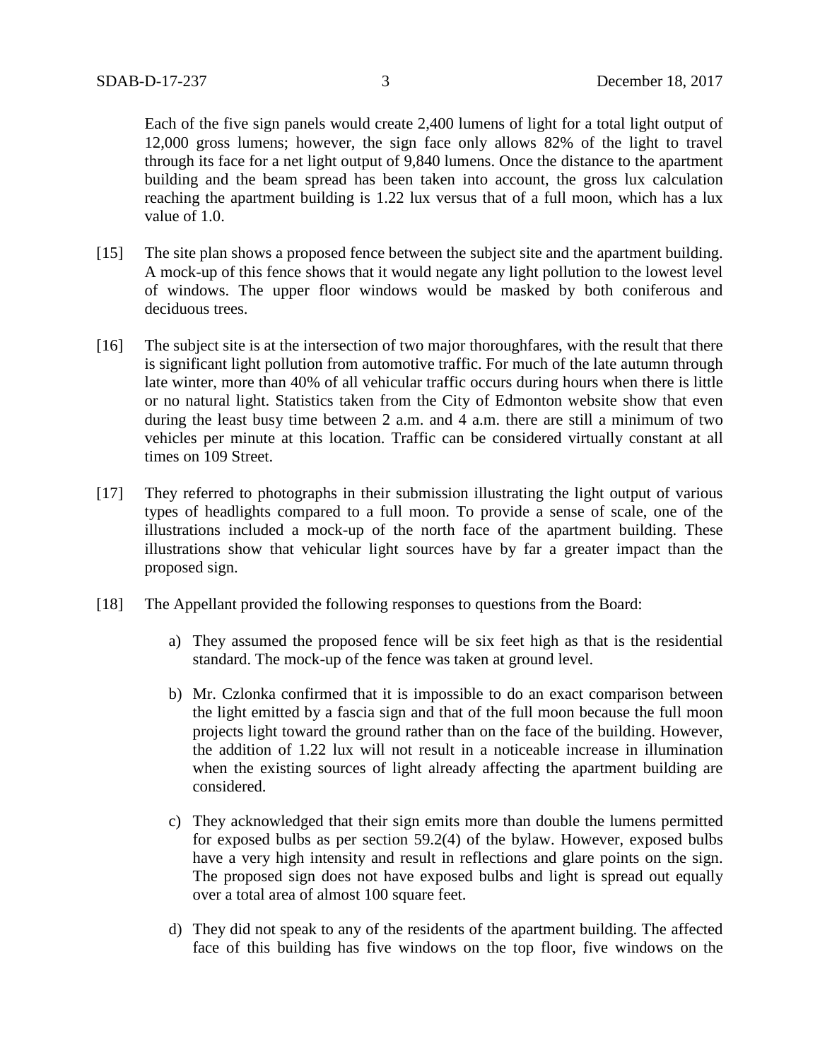Each of the five sign panels would create 2,400 lumens of light for a total light output of 12,000 gross lumens; however, the sign face only allows 82% of the light to travel through its face for a net light output of 9,840 lumens. Once the distance to the apartment building and the beam spread has been taken into account, the gross lux calculation reaching the apartment building is 1.22 lux versus that of a full moon, which has a lux value of 1.0.

[15] The site plan shows a proposed fence between the subject site and the apartment building. A mock-up of this fence shows that it would negate any light pollution to the lowest level of windows. The upper floor windows would be masked by both coniferous and deciduous trees.

[16] The subject site is at the intersection of two major thoroughfares, with the result that there is significant light pollution from automotive traffic. For much of the late autumn through late winter, more than 40% of all vehicular traffic occurs during hours when there is little or no natural light. Statistics taken from the City of Edmonton website show that even during the least busy time between 2 a.m. and 4 a.m. there are still a minimum of two vehicles per minute at this location. Traffic can be considered virtually constant at all times on 109 Street.

[17] They referred to photographs in their submission illustrating the light output of various types of headlights compared to a full moon. To provide a sense of scale, one of the illustrations included a mock-up of the north face of the apartment building. These illustrations show that vehicular light sources have by far a greater impact than the proposed sign.

[18] The Appellant provided the following responses to questions from the Board:

a) They assumed the proposed fence will be six feet high as that is the residential standard. The mock-up of the fence was taken at ground level.

b) Mr. Czlonka confirmed that it is impossible to do an exact comparison between the light emitted by a fascia sign and that of the full moon because the full moon projects light toward the ground rather than on the face of the building. However, the addition of 1.22 lux will not result in a noticeable increase in illumination when the existing sources of light already affecting the apartment building are considered.

c) They acknowledged that their sign emits more than double the lumens permitted for exposed bulbs as per section 59.2(4) of the bylaw. However, exposed bulbs have a very high intensity and result in reflections and glare points on the sign. The proposed sign does not have exposed bulbs and light is spread out equally over a total area of almost 100 square feet.

d) They did not speak to any of the residents of the apartment building. The affected face of this building has five windows on the top floor, five windows on the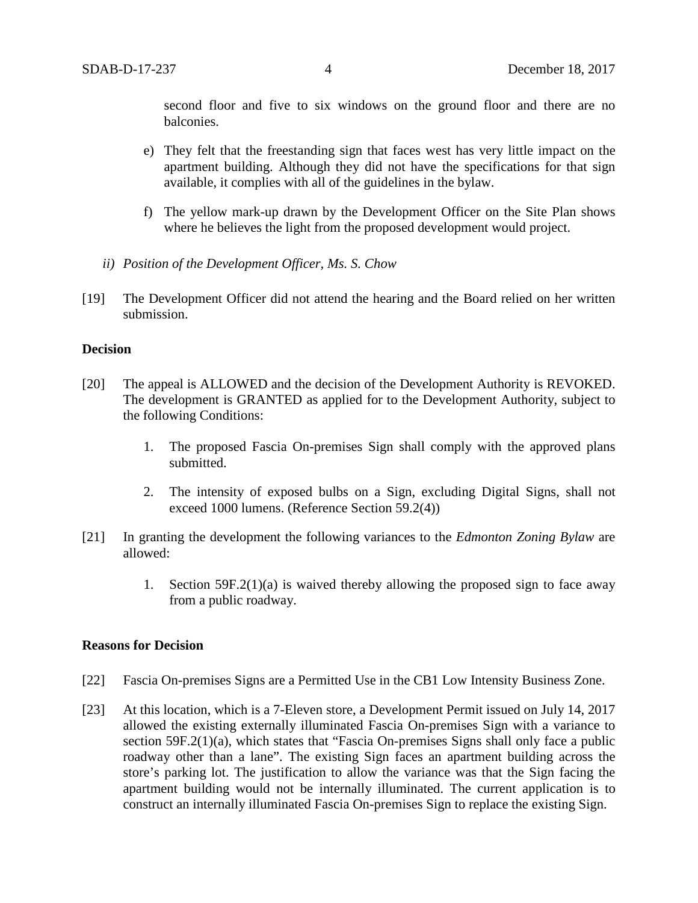second floor and five to six windows on the ground floor and there are no balconies.

e) They felt that the freestanding sign that faces west has very little impact on the apartment building. Although they did not have the specifications for that sign available, it complies with all of the guidelines in the bylaw.

f) The yellow mark-up drawn by the Development Officer on the Site Plan shows where he believes the light from the proposed development would project.

*ii) Position of the Development Officer, Ms. S. Chow*

[19] The Development Officer did not attend the hearing and the Board relied on her written submission.

**Decision**

[20] The appeal is ALLOWED and the decision of the Development Authority is REVOKED. The development is GRANTED as applied for to the Development Authority, subject to the following Conditions:

1. The proposed Fascia On-premises Sign shall comply with the approved plans submitted.
2. The intensity of exposed bulbs on a Sign, excluding Digital Signs, shall not exceed 1000 lumens. (Reference Section 59.2(4))

[21] In granting the development the following variances to the *Edmonton Zoning Bylaw* are allowed:

1. Section 59F.2(1)(a) is waived thereby allowing the proposed sign to face away from a public roadway.

**Reasons for Decision**

[22] Fascia On-premises Signs are a Permitted Use in the CB1 Low Intensity Business Zone.

[23] At this location, which is a 7-Eleven store, a Development Permit issued on July 14, 2017 allowed the existing externally illuminated Fascia On-premises Sign with a variance to section 59F.2(1)(a), which states that "Fascia On-premises Signs shall only face a public roadway other than a lane". The existing Sign faces an apartment building across the store's parking lot. The justification to allow the variance was that the Sign facing the apartment building would not be internally illuminated. The current application is to construct an internally illuminated Fascia On-premises Sign to replace the existing Sign.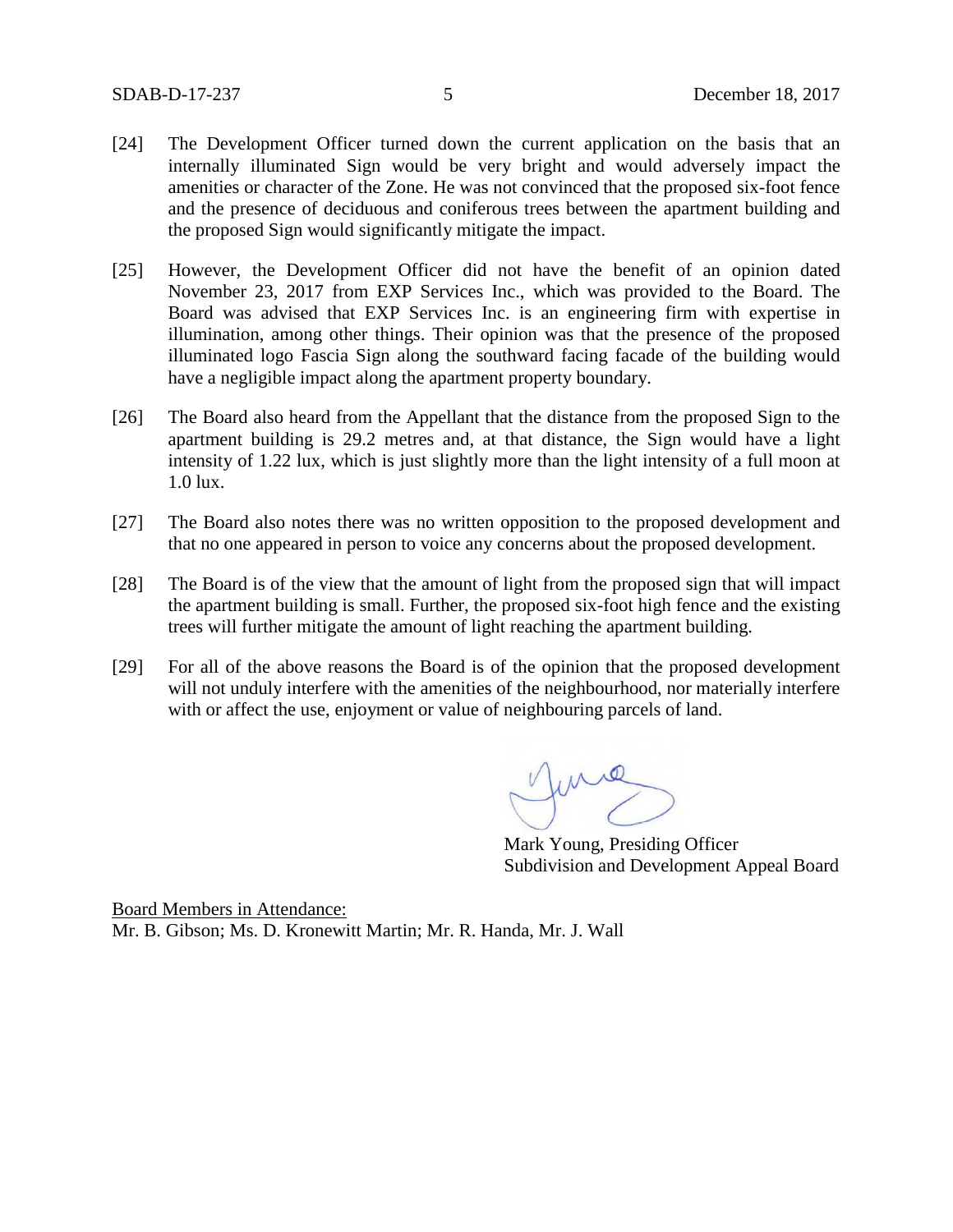[24] The Development Officer turned down the current application on the basis that an internally illuminated Sign would be very bright and would adversely impact the amenities or character of the Zone. He was not convinced that the proposed six-foot fence and the presence of deciduous and coniferous trees between the apartment building and the proposed Sign would significantly mitigate the impact.

[25] However, the Development Officer did not have the benefit of an opinion dated November 23, 2017 from EXP Services Inc., which was provided to the Board. The Board was advised that EXP Services Inc. is an engineering firm with expertise in illumination, among other things. Their opinion was that the presence of the proposed illuminated logo Fascia Sign along the southward facing facade of the building would have a negligible impact along the apartment property boundary.

[26] The Board also heard from the Appellant that the distance from the proposed Sign to the apartment building is 29.2 metres and, at that distance, the Sign would have a light intensity of 1.22 lux, which is just slightly more than the light intensity of a full moon at 1.0 lux.

[27] The Board also notes there was no written opposition to the proposed development and that no one appeared in person to voice any concerns about the proposed development.

[28] The Board is of the view that the amount of light from the proposed sign that will impact the apartment building is small. Further, the proposed six-foot high fence and the existing trees will further mitigate the amount of light reaching the apartment building.

[29] For all of the above reasons the Board is of the opinion that the proposed development will not unduly interfere with the amenities of the neighbourhood, nor materially interfere with or affect the use, enjoyment or value of neighbouring parcels of land.

Mark Young, Presiding Officer
Subdivision and Development Appeal Board

Board Members in Attendance:
Mr. B. Gibson; Ms. D. Kronewitt Martin; Mr. R. Handa, Mr. J. Wall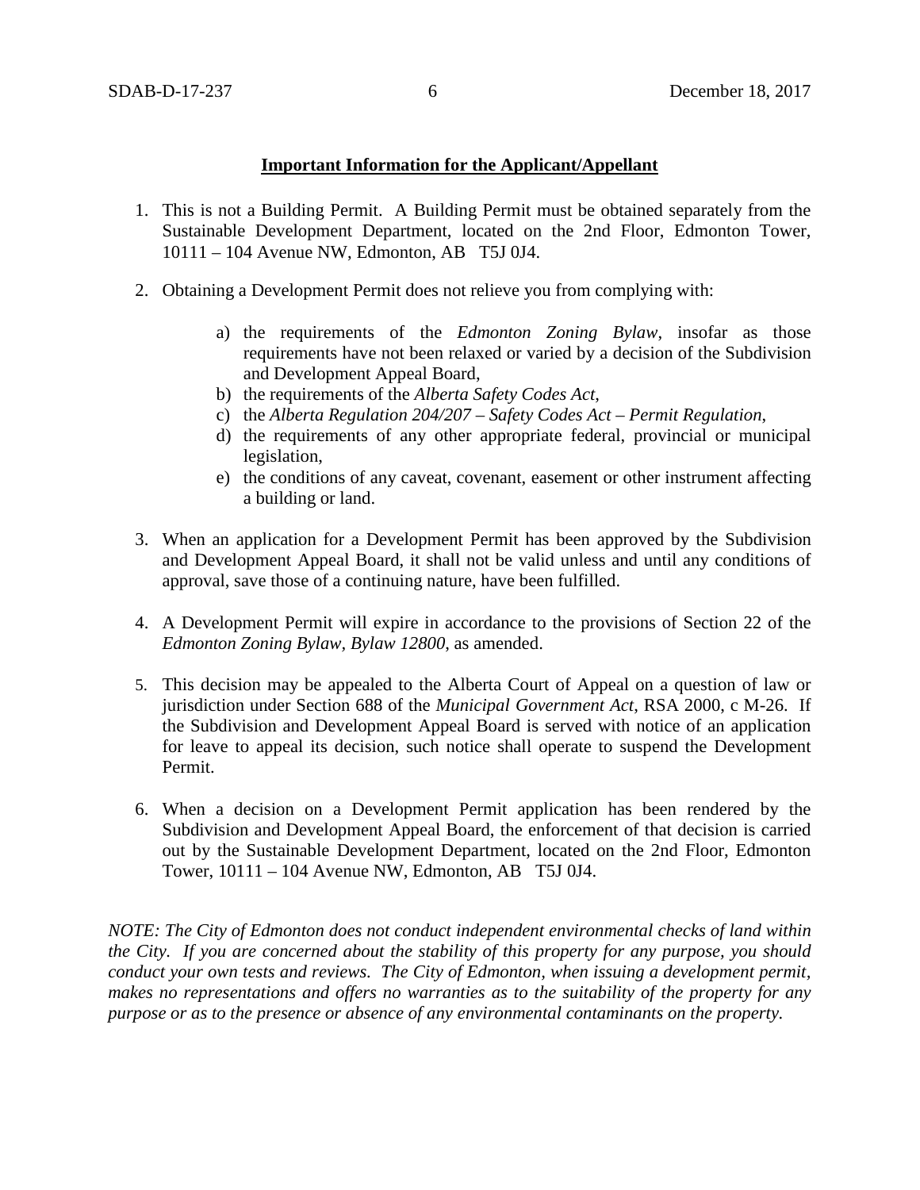**Important Information for the Applicant/Appellant**

1. This is not a Building Permit. A Building Permit must be obtained separately from the Sustainable Development Department, located on the 2nd Floor, Edmonton Tower, 10111 – 104 Avenue NW, Edmonton, AB T5J 0J4.

2. Obtaining a Development Permit does not relieve you from complying with:

    a) the requirements of the *Edmonton Zoning Bylaw*, insofar as those requirements have not been relaxed or varied by a decision of the Subdivision and Development Appeal Board,
    b) the requirements of the *Alberta Safety Codes Act*,
    c) the *Alberta Regulation 204/207 – Safety Codes Act – Permit Regulation*,
    d) the requirements of any other appropriate federal, provincial or municipal legislation,
    e) the conditions of any caveat, covenant, easement or other instrument affecting a building or land.

3. When an application for a Development Permit has been approved by the Subdivision and Development Appeal Board, it shall not be valid unless and until any conditions of approval, save those of a continuing nature, have been fulfilled.

4. A Development Permit will expire in accordance to the provisions of Section 22 of the *Edmonton Zoning Bylaw, Bylaw 12800*, as amended.

5. This decision may be appealed to the Alberta Court of Appeal on a question of law or jurisdiction under Section 688 of the *Municipal Government Act*, RSA 2000, c M-26. If the Subdivision and Development Appeal Board is served with notice of an application for leave to appeal its decision, such notice shall operate to suspend the Development Permit.

6. When a decision on a Development Permit application has been rendered by the Subdivision and Development Appeal Board, the enforcement of that decision is carried out by the Sustainable Development Department, located on the 2nd Floor, Edmonton Tower, 10111 – 104 Avenue NW, Edmonton, AB T5J 0J4.

*NOTE: The City of Edmonton does not conduct independent environmental checks of land within the City. If you are concerned about the stability of this property for any purpose, you should conduct your own tests and reviews. The City of Edmonton, when issuing a development permit, makes no representations and offers no warranties as to the suitability of the property for any purpose or as to the presence or absence of any environmental contaminants on the property.*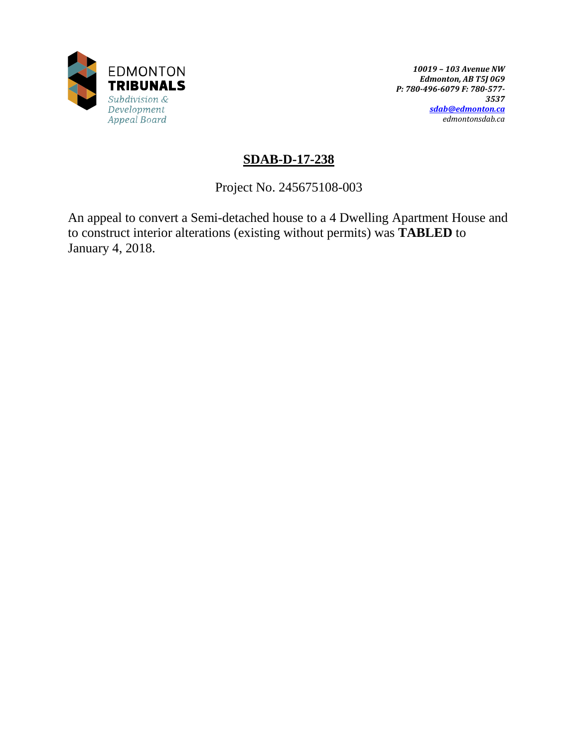EDMONTON
**TRIBUNALS**
*Subdivision & Development Appeal Board*

***10019 – 103 Avenue NW***
***Edmonton, AB T5J 0G9***
***P: 780-496-6079 F: 780-577-3537***
***sdab@edmonton.ca***
*edmontonsdab.ca*

## SDAB-D-17-238

Project No. 245675108-003

An appeal to convert a Semi-detached house to a 4 Dwelling Apartment House and to construct interior alterations (existing without permits) was **TABLED** to January 4, 2018.